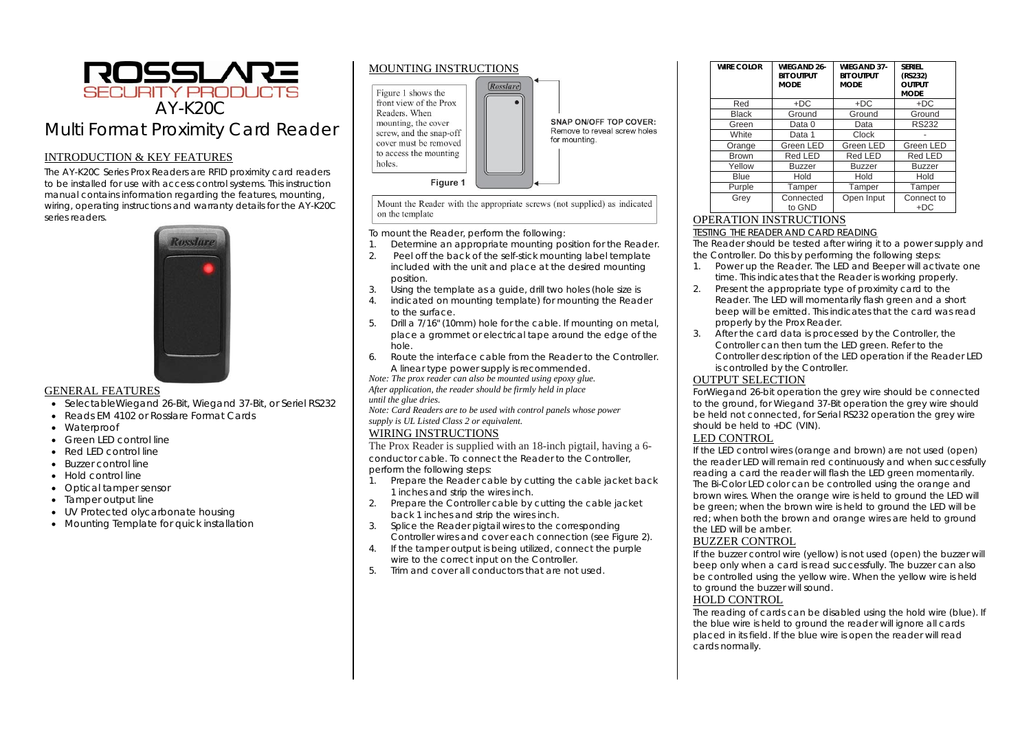# ROSSLARE SECURITY PRODUCTS

# AY-K20C

# Multi Format Proximity Card Reader

## INTRODUCTION & KEY FEATURES

The AY-K20C Series Prox Readers are RFID proximity card readers to be installed for use with access control systems. This instruction manual contains information regarding the features, mounting, wiring, operating instructions and warranty details for the AY-K20C series readers.

## GENERAL FEATURES

- SelectableWiegand 26-Bit, Wiegand 37-Bit, or Seriel RS232
- Reads EM 4102 or Rosslare Format Cards
- Waterproof
- Green LED control line
- Red LED control line
- Buzzer control line
- Hold control line
- Optical tamper sensor
- Tamper output line
- UV Protected olycarbonate housing
- Mounting Template for quick installation

## MOUNTING INSTRUCTIONS

Figure 1 shows the front view of the Prox Readers. When mounting, the cover screw, and the snap-off cover must be removed to access the mounting holes.

**SNAP ON/OFF TOP COVER:** Remove to reveal screw holes for mounting.

Figure 1

Mount the Reader with the appropriate screws (not supplied) as indicated on the template

To mount the Reader, perform the following:

1. Determine an appropriate mounting position for the Reader.
2. Peel off the back of the self-stick mounting label template included with the unit and place at the desired mounting position.
3. Using the template as a guide, drill two holes (hole size is
4. indicated on mounting template) for mounting the Reader to the surface.
5. Drill a 7/16" (10mm) hole for the cable. If mounting on metal, place a grommet or electrical tape around the edge of the hole.
6. Route the interface cable from the Reader to the Controller. A linear type power supply is recommended.

*Note: The prox reader can also be mounted using epoxy glue. After application, the reader should be firmly held in place until the glue dries.*

*Note: Card Readers are to be used with control panels whose power supply is UL Listed Class 2 or equivalent.*

## WIRING INSTRUCTIONS

The Prox Reader is supplied with an 18-inch pigtail, having a 6-conductor cable. To connect the Reader to the Controller, perform the following steps:

1. Prepare the Reader cable by cutting the cable jacket back 1 inches and strip the wires inch.
2. Prepare the Controller cable by cutting the cable jacket back 1 inches and strip the wires inch.
3. Splice the Reader pigtail wires to the corresponding Controller wires and cover each connection (see Figure 2).
4. If the tamper output is being utilized, connect the purple wire to the correct input on the Controller.
5. Trim and cover all conductors that are not used.

| WIRE COLOR | WIEGAND 26-BIT OUTPUT MODE | WIEGAND 37-BIT OUTPUT MODE | SERIEL (RS232) OUTPUT MODE |
|---|---|---|---|
| Red | +DC | +DC | +DC |
| Black | Ground | Ground | Ground |
| Green | Data 0 | Data | RS232 |
| White | Data 1 | Clock | - |
| Orange | Green LED | Green LED | Green LED |
| Brown | Red LED | Red LED | Red LED |
| Yellow | Buzzer | Buzzer | Buzzer |
| Blue | Hold | Hold | Hold |
| Purple | Tamper | Tamper | Tamper |
| Grey | Connected to GND | Open Input | Connect to +DC |

## OPERATION INSTRUCTIONS

### TESTING THE READER AND CARD READING

The Reader should be tested after wiring it to a power supply and the Controller. Do this by performing the following steps:

1. Power up the Reader. The LED and Beeper will activate one time. This indicates that the Reader is working properly.
2. Present the appropriate type of proximity card to the Reader. The LED will momentarily flash green and a short beep will be emitted. This indicates that the card was read properly by the Prox Reader.
3. After the card data is processed by the Controller, the Controller can then turn the LED green. Refer to the Controller description of the LED operation if the Reader LED is controlled by the Controller.

## OUTPUT SELECTION

ForWiegand 26-bit operation the grey wire should be connected to the ground, for Wiegand 37-Bit operation the grey wire should be held not connected, for Serial RS232 operation the grey wire should be held to +DC (VIN).

## LED CONTROL

If the LED control wires (orange and brown) are not used (open) the reader LED will remain red continuously and when successfully reading a card the reader will flash the LED green momentarily. The Bi-Color LED color can be controlled using the orange and brown wires. When the orange wire is held to ground the LED will be green; when the brown wire is held to ground the LED will be red; when both the brown and orange wires are held to ground the LED will be amber.

## BUZZER CONTROL

If the buzzer control wire (yellow) is not used (open) the buzzer will beep only when a card is read successfully. The buzzer can also be controlled using the yellow wire. When the yellow wire is held to ground the buzzer will sound.

## HOLD CONTROL

The reading of cards can be disabled using the hold wire (blue). If the blue wire is held to ground the reader will ignore all cards placed in its field. If the blue wire is open the reader will read cards normally.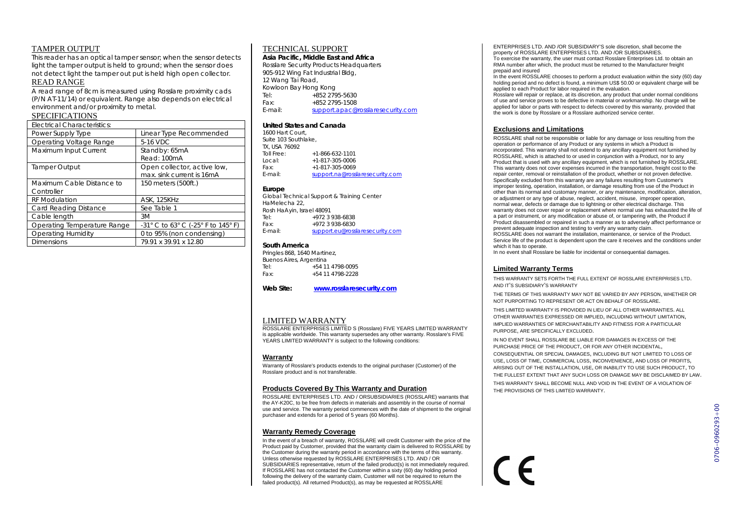## TAMPER OUTPUT

This reader has an optical tamper sensor; when the sensor detects light the tamper output is held to ground; when the sensor does not detect light the tamper out put is held high open collector.

## READ RANGE

A read range of 8cm is measured using Rosslare proximity cads (P/N AT-11/14) or equivalent. Range also depends on electrical environment and/or proximity to metal.

## SPECIFICATIONS

| Electrical Characteristics: | |
|---|---|
| Power Supply Type | Linear Type Recommended |
| Operating Voltage Range | 5-16 VDC |
| Maximum Input Current | Standby: 65mA<br>Read: 100mA |
| Tamper Output | Open collector, active low, max. sink current is 16mA |
| Maximum Cable Distance to Controller | 150 meters (500ft.) |
| RF Modulation | ASK, 125KHz |
| Card Reading Distance | See Table 1 |
| Cable length | 3M |
| Operating Temperature Range | -31° C to 63° C (-25° F to 145° F) |
| Operating Humidity | 0 to 95% (non condensing) |
| Dimensions | 79.91 x 39.91 x 12.80 |

## TECHNICAL SUPPORT

**Asia Pacific, Middle East and Africa**
Rosslare Security Products Headquarters
905-912 Wing Fat Industrial Bldg,
12 Wang Tai Road,
Kowloon Bay Hong Kong
Tel: +852 2795-5630
Fax: +852 2795-1508
E-mail: support.apac@rosslaresecurity.com

**United States and Canada**
1600 Hart Court,
Suite 103 Southlake,
TX, USA 76092
Toll Free: +1-866-632-1101
Local: +1-817-305-0006
Fax: +1-817-305-0069
E-mail: support.na@rosslaresecurity.com

**Europe**
Global Technical Support & Training Center
HaMelecha 22,
Rosh HaAyin, Israel 48091
Tel: +972 3 938-6838
Fax: +972 3 938-6830
E-mail: support.eu@rosslaresecurity.com

**South America**
Pringles 868, 1640 Martinez,
Buenos Aires, Argentina
Tel: +54 11 4798-0095
Fax: +54 11 4798-2228

**Web Site:** **www.rosslaresecurity.com**

## LIMITED WARRANTY

ROSSLARE ENTERPRISES LIMITED S (Rosslare) FIVE YEARS LIMITED WARRANTY is applicable worldwide. This warranty supersedes any other warranty. Rosslare's FIVE YEARS LIMITED WARRANTY is subject to the following conditions:

### Warranty

Warranty of Rosslare's products extends to the original purchaser (Customer) of the Rosslare product and is not transferable.

### Products Covered By This Warranty and Duration

ROSSLARE ENTERPRISES LTD. AND / ORSUBSIDIARIES (ROSSLARE) warrants that the AY-K20C, to be free from defects in materials and assembly in the course of normal use and service. The warranty period commences with the date of shipment to the original purchaser and extends for a period of 5 years (60 Months).

### Warranty Remedy Coverage

In the event of a breach of warranty, ROSSLARE will credit Customer with the price of the Product paid by Customer, provided that the warranty claim is delivered to ROSSLARE by the Customer during the warranty period in accordance with the terms of this warranty. Unless otherwise requested by ROSSLARE ENTERPRISES LTD. AND / OR SUBSIDIARIES representative, return of the failed product(s) is not immediately required. If ROSSLARE has not contacted the Customer within a sixty (60) day holding period following the delivery of the warranty claim, Customer will not be required to return the failed product(s). All returned Product(s), as may be requested at ROSSLARE ENTERPRISES LTD. AND /OR SUBSIDIARY'S sole discretion, shall become the property of ROSSLARE ENTERPRISES LTD. AND /OR SUBSIDIARIES.
To exercise the warranty, the user must contact Rosslare Enterprises Ltd. to obtain an RMA number after which, the product must be returned to the Manufacturer freight prepaid and insured
In the event ROSSLARE chooses to perform a product evaluation within the sixty (60) day holding period and no defect is found, a minimum US$ 50.00 or equivalent charge will be applied to each Product for labor required in the evaluation.
Rosslare will repair or replace, at its discretion, any product that under normal conditions of use and service proves to be defective in material or workmanship. No charge will be applied for labor or parts with respect to defects covered by this warranty, provided that the work is done by Rosslare or a Rosslare authorized service center.

### Exclusions and Limitations

ROSSLARE shall not be responsible or liable for any damage or loss resulting from the operation or performance of any Product or any systems in which a Product is incorporated. This warranty shall not extend to any ancillary equipment not furnished by ROSSLARE, which is attached to or used in conjunction with a Product, nor to any Product that is used with any ancillary equipment, which is not furnished by ROSSLARE.
This warranty does not cover expenses incurred in the transportation, freight cost to the repair center, removal or reinstallation of the product, whether or not proven defective.
Specifically excluded from this warranty are any failures resulting from Customer's improper testing, operation, installation, or damage resulting from use of the Product in other than its normal and customary manner, or any maintenance, modification, alteration, or adjustment or any type of abuse, neglect, accident, misuse, improper operation, normal wear, defects or damage due to lightning or other electrical discharge. This warranty does not cover repair or replacement where normal use has exhausted the life of a part or instrument, or any modification or abuse of, or tampering with, the Product if Product disassembled or repaired in such a manner as to adversely affect performance or prevent adequate inspection and testing to verify any warranty claim.
ROSSLARE does not warrant the installation, maintenance, or service of the Product.
Service life of the product is dependent upon the care it receives and the conditions under which it has to operate.
In no event shall Rosslare be liable for incidental or consequential damages.

### Limited Warranty Terms

THIS WARRANTY SETS FORTH THE FULL EXTENT OF ROSSLARE ENTERPRISES LTD. AND IT'S SUBSIDIARY'S WARRANTY

THE TERMS OF THIS WARRANTY MAY NOT BE VARIED BY ANY PERSON, WHETHER OR NOT PURPORTING TO REPRESENT OR ACT ON BEHALF OF ROSSLARE.

THIS LIMITED WARRANTY IS PROVIDED IN LIEU OF ALL OTHER WARRANTIES. ALL OTHER WARRANTIES EXPRESSED OR IMPLIED, INCLUDING WITHOUT LIMITATION, IMPLIED WARRANTIES OF MERCHANTABILITY AND FITNESS FOR A PARTICULAR PURPOSE, ARE SPECIFICALLY EXCLUDED.

IN NO EVENT SHALL ROSSLARE BE LIABLE FOR DAMAGES IN EXCESS OF THE PURCHASE PRICE OF THE PRODUCT, OR FOR ANY OTHER INCIDENTAL, CONSEQUENTIAL OR SPECIAL DAMAGES, INCLUDING BUT NOT LIMITED TO LOSS OF USE, LOSS OF TIME, COMMERCIAL LOSS, INCONVENIENCE, AND LOSS OF PROFITS, ARISING OUT OF THE INSTALLATION, USE, OR INABILITY TO USE SUCH PRODUCT, TO THE FULLEST EXTENT THAT ANY SUCH LOSS OR DAMAGE MAY BE DISCLAIMED BY LAW.

THIS WARRANTY SHALL BECOME NULL AND VOID IN THE EVENT OF A VIOLATION OF THE PROVISIONS OF THIS LIMITED WARRANTY.

CE

0706-0960293+00